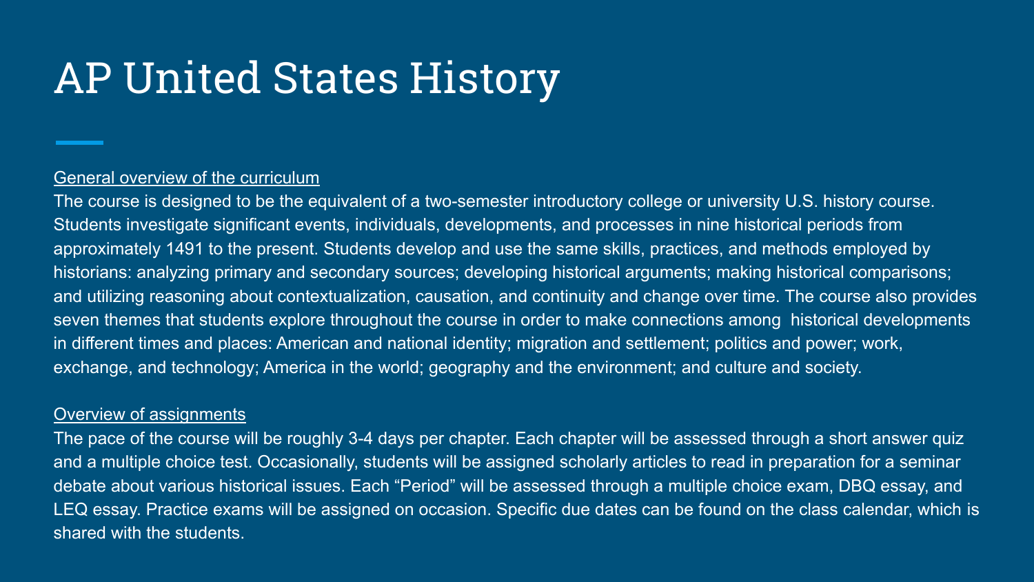# AP United States History

General overview of the curriculum

The course is designed to be the equivalent of a two-semester introductory college or university U.S. history course. Students investigate significant events, individuals, developments, and processes in nine historical periods from approximately 1491 to the present. Students develop and use the same skills, practices, and methods employed by historians: analyzing primary and secondary sources; developing historical arguments; making historical comparisons; and utilizing reasoning about contextualization, causation, and continuity and change over time. The course also provides seven themes that students explore throughout the course in order to make connections among historical developments in different times and places: American and national identity; migration and settlement; politics and power; work, exchange, and technology; America in the world; geography and the environment; and culture and society.

Overview of assignments

The pace of the course will be roughly 3-4 days per chapter. Each chapter will be assessed through a short answer quiz and a multiple choice test. Occasionally, students will be assigned scholarly articles to read in preparation for a seminar debate about various historical issues. Each "Period" will be assessed through a multiple choice exam, DBQ essay, and LEQ essay. Practice exams will be assigned on occasion. Specific due dates can be found on the class calendar, which is shared with the students.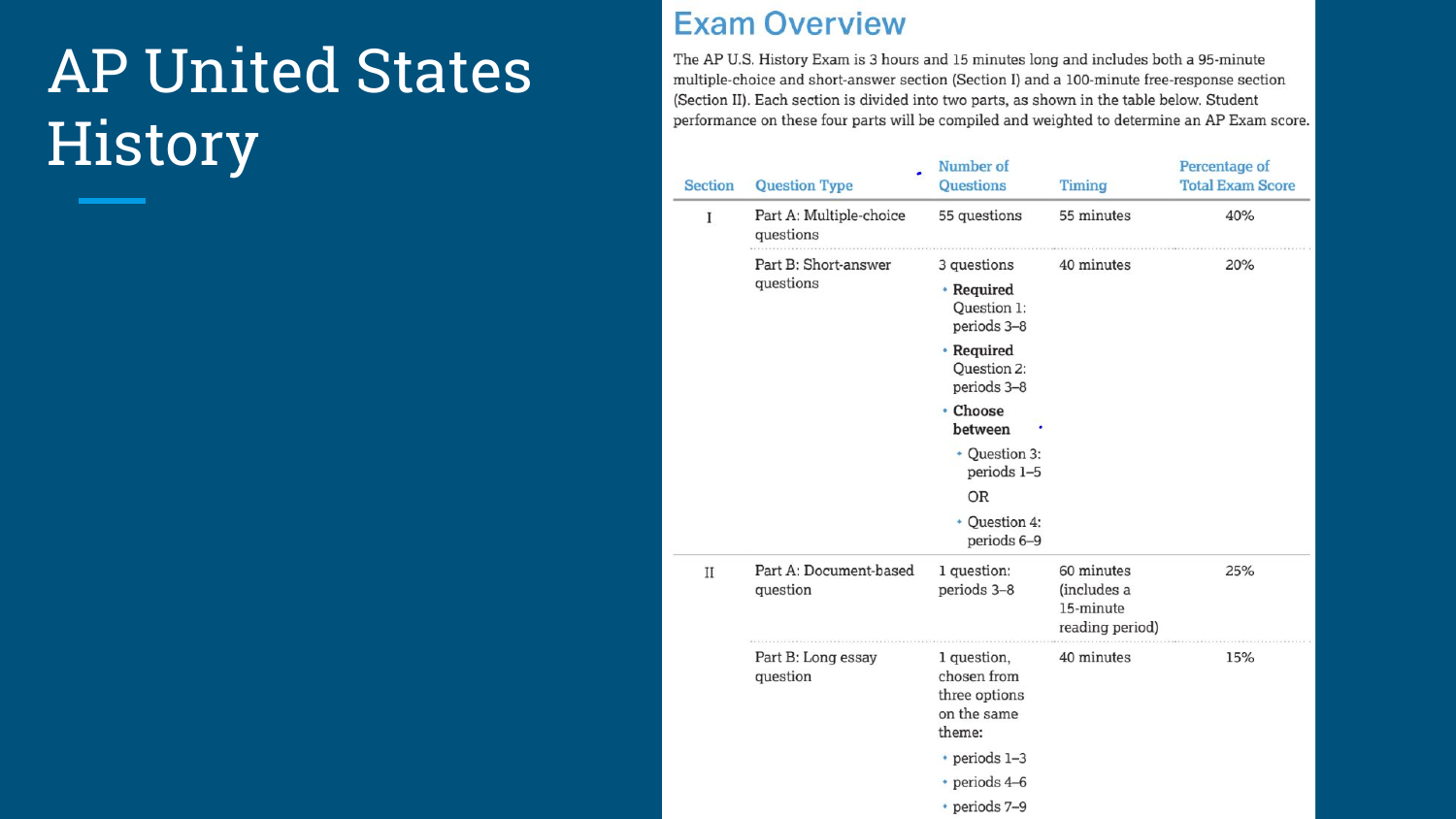# AP United States History

## Exam Overview

The AP U.S. History Exam is 3 hours and 15 minutes long and includes both a 95-minute multiple-choice and short-answer section (Section I) and a 100-minute free-response section (Section II). Each section is divided into two parts, as shown in the table below. Student performance on these four parts will be compiled and weighted to determine an AP Exam score.

| Section | Question Type | Number of Questions | Timing | Percentage of Total Exam Score |
|---|---|---|---|---|
| I | Part A: Multiple-choice questions | 55 questions | 55 minutes | 40% |
| | Part B: Short-answer questions | 3 questions<br>• **Required** Question 1: periods 3–8<br>• **Required** Question 2: periods 3–8<br>• **Choose between**<br>  • Question 3: periods 1–5<br>  OR<br>  • Question 4: periods 6–9 | 40 minutes | 20% |
| II | Part A: Document-based question | 1 question: periods 3–8 | 60 minutes (includes a 15-minute reading period) | 25% |
| | Part B: Long essay question | 1 question, chosen from three options on the same theme:<br>• periods 1–3<br>• periods 4–6<br>• periods 7–9 | 40 minutes | 15% |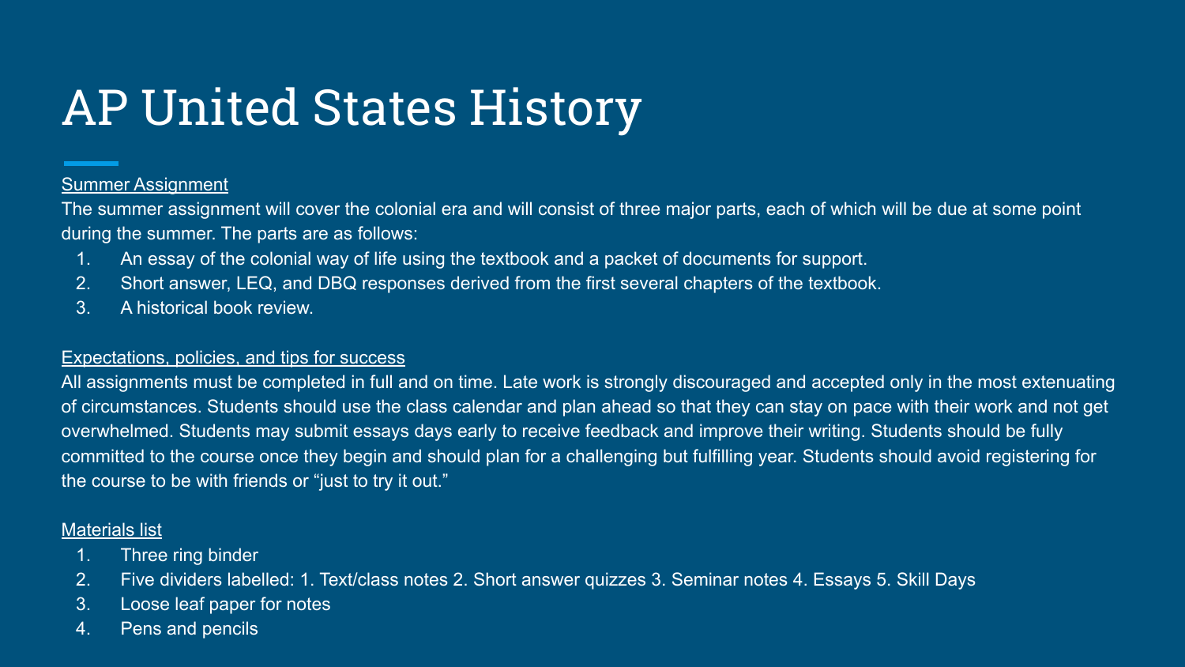# AP United States History

Summary Assignment

The summer assignment will cover the colonial era and will consist of three major parts, each of which will be due at some point during the summer. The parts are as follows:

1. An essay of the colonial way of life using the textbook and a packet of documents for support.
2. Short answer, LEQ, and DBQ responses derived from the first several chapters of the textbook.
3. A historical book review.

Expectations, policies, and tips for success

All assignments must be completed in full and on time. Late work is strongly discouraged and accepted only in the most extenuating of circumstances. Students should use the class calendar and plan ahead so that they can stay on pace with their work and not get overwhelmed. Students may submit essays days early to receive feedback and improve their writing. Students should be fully committed to the course once they begin and should plan for a challenging but fulfilling year. Students should avoid registering for the course to be with friends or "just to try it out."

Materials list

1. Three ring binder
2. Five dividers labelled: 1. Text/class notes 2. Short answer quizzes 3. Seminar notes 4. Essays 5. Skill Days
3. Loose leaf paper for notes
4. Pens and pencils